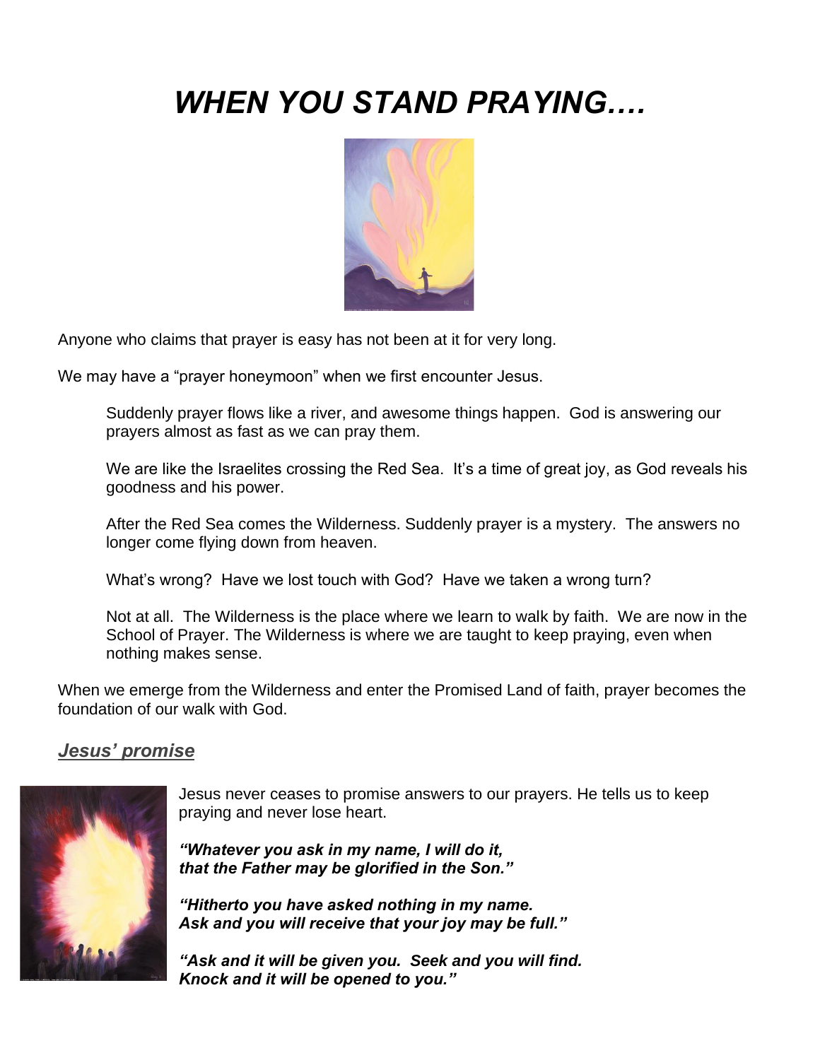# *WHEN YOU STAND PRAYING….*

Anyone who claims that prayer is easy has not been at it for very long.

We may have a "prayer honeymoon" when we first encounter Jesus.

Suddenly prayer flows like a river, and awesome things happen. God is answering our prayers almost as fast as we can pray them.

We are like the Israelites crossing the Red Sea. It's a time of great joy, as God reveals his goodness and his power.

After the Red Sea comes the Wilderness. Suddenly prayer is a mystery. The answers no longer come flying down from heaven.

What's wrong? Have we lost touch with God? Have we taken a wrong turn?

Not at all. The Wilderness is the place where we learn to walk by faith. We are now in the School of Prayer. The Wilderness is where we are taught to keep praying, even when nothing makes sense.

When we emerge from the Wilderness and enter the Promised Land of faith, prayer becomes the foundation of our walk with God.

## ***Jesus' promise***

Jesus never ceases to promise answers to our prayers. He tells us to keep praying and never lose heart.

***"Whatever you ask in my name, I will do it,
that the Father may be glorified in the Son."***

***"Hitherto you have asked nothing in my name.
Ask and you will receive that your joy may be full."***

***"Ask and it will be given you. Seek and you will find.
Knock and it will be opened to you."***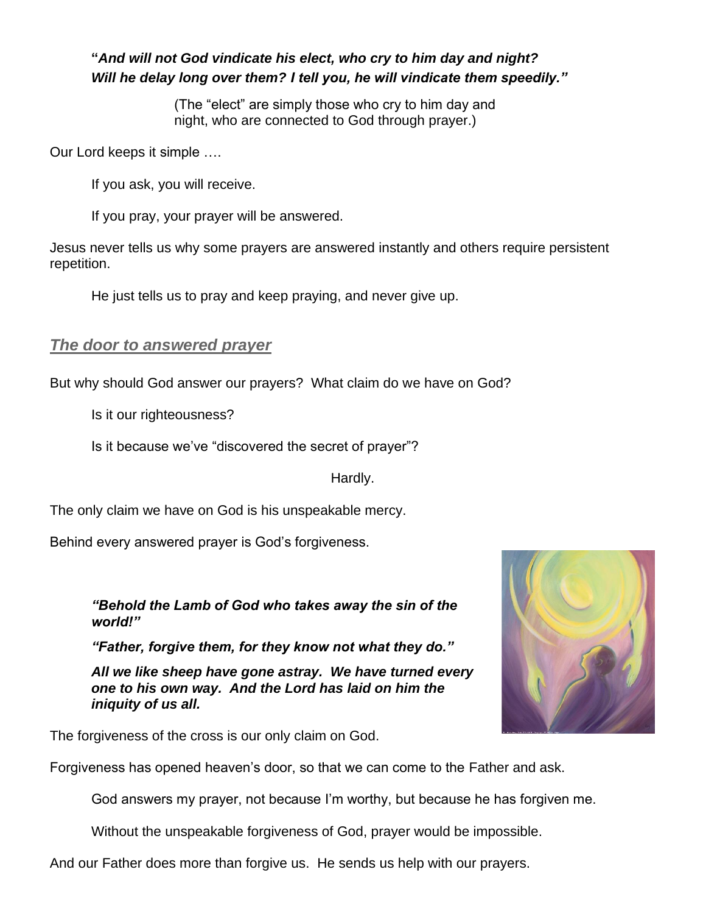**"*And will not God vindicate his elect, who cry to him day and night? Will he delay long over them? I tell you, he will vindicate them speedily."***

(The "elect" are simply those who cry to him day and night, who are connected to God through prayer.)

Our Lord keeps it simple ….

If you ask, you will receive.

If you pray, your prayer will be answered.

Jesus never tells us why some prayers are answered instantly and others require persistent repetition.

He just tells us to pray and keep praying, and never give up.

## ***The door to answered prayer***

But why should God answer our prayers? What claim do we have on God?

Is it our righteousness?

Is it because we've "discovered the secret of prayer"?

Hardly.

The only claim we have on God is his unspeakable mercy.

Behind every answered prayer is God's forgiveness.

***"Behold the Lamb of God who takes away the sin of the world!"***

***"Father, forgive them, for they know not what they do."***

***All we like sheep have gone astray. We have turned every one to his own way. And the Lord has laid on him the iniquity of us all.***

The forgiveness of the cross is our only claim on God.

Forgiveness has opened heaven's door, so that we can come to the Father and ask.

God answers my prayer, not because I'm worthy, but because he has forgiven me.

Without the unspeakable forgiveness of God, prayer would be impossible.

And our Father does more than forgive us. He sends us help with our prayers.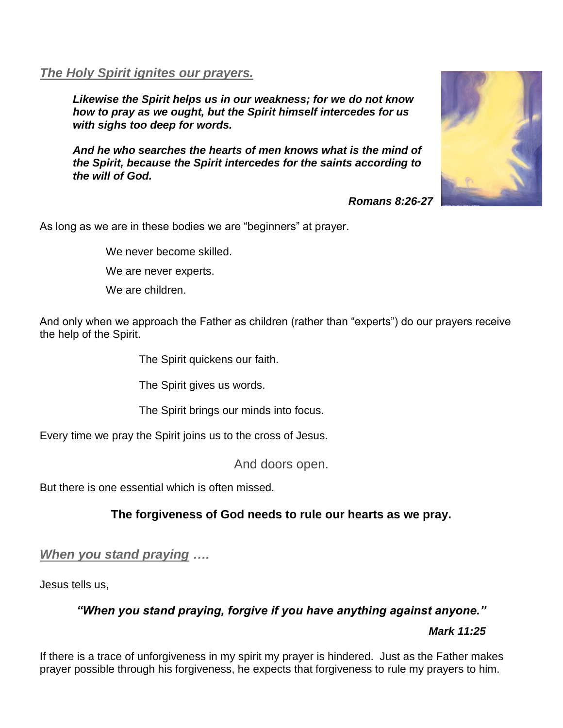***The Holy Spirit ignites our prayers.***

> ***Likewise the Spirit helps us in our weakness; for we do not know how to pray as we ought, but the Spirit himself intercedes for us with sighs too deep for words.***
>
> ***And he who searches the hearts of men knows what is the mind of the Spirit, because the Spirit intercedes for the saints according to the will of God.***
>
> ***Romans 8:26-27***

As long as we are in these bodies we are "beginners" at prayer.

We never become skilled.

We are never experts.

We are children.

And only when we approach the Father as children (rather than "experts") do our prayers receive the help of the Spirit.

The Spirit quickens our faith.

The Spirit gives us words.

The Spirit brings our minds into focus.

Every time we pray the Spirit joins us to the cross of Jesus.

And doors open.

But there is one essential which is often missed.

**The forgiveness of God needs to rule our hearts as we pray.**

***When you stand praying ….***

Jesus tells us,

***"When you stand praying, forgive if you have anything against anyone."***

***Mark 11:25***

If there is a trace of unforgiveness in my spirit my prayer is hindered. Just as the Father makes prayer possible through his forgiveness, he expects that forgiveness to rule my prayers to him.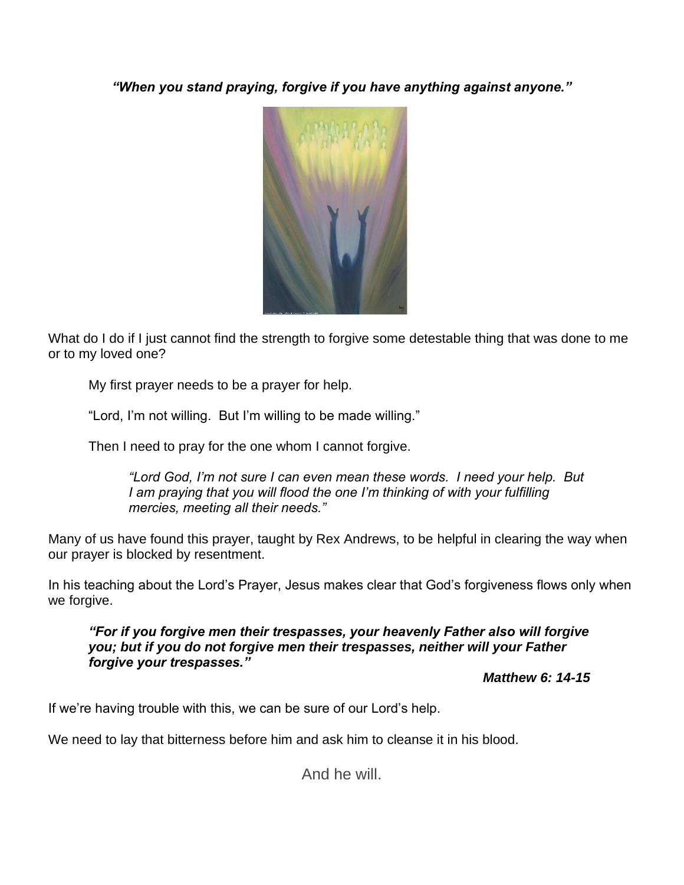***"When you stand praying, forgive if you have anything against anyone."***

What do I do if I just cannot find the strength to forgive some detestable thing that was done to me or to my loved one?

My first prayer needs to be a prayer for help.

"Lord, I'm not willing. But I'm willing to be made willing."

Then I need to pray for the one whom I cannot forgive.

> *"Lord God, I'm not sure I can even mean these words. I need your help. But I am praying that you will flood the one I'm thinking of with your fulfilling mercies, meeting all their needs."*

Many of us have found this prayer, taught by Rex Andrews, to be helpful in clearing the way when our prayer is blocked by resentment.

In his teaching about the Lord's Prayer, Jesus makes clear that God's forgiveness flows only when we forgive.

> ***"For if you forgive men their trespasses, your heavenly Father also will forgive you; but if you do not forgive men their trespasses, neither will your Father forgive your trespasses."***
>
> ***Matthew 6: 14-15***

If we're having trouble with this, we can be sure of our Lord's help.

We need to lay that bitterness before him and ask him to cleanse it in his blood.

And he will.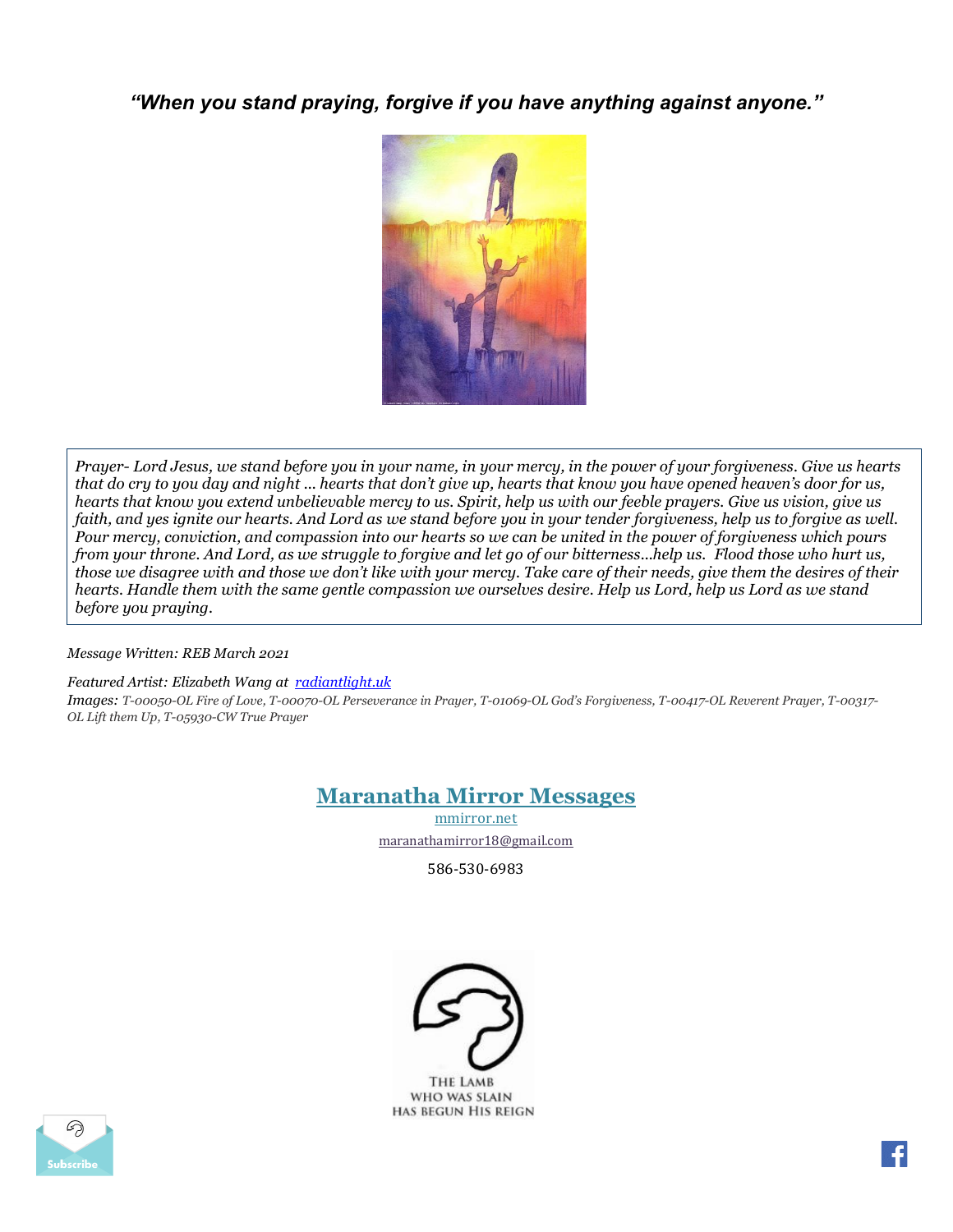***"When you stand praying, forgive if you have anything against anyone."***

*Prayer- Lord Jesus, we stand before you in your name, in your mercy, in the power of your forgiveness. Give us hearts that do cry to you day and night … hearts that don't give up, hearts that know you have opened heaven's door for us, hearts that know you extend unbelievable mercy to us. Spirit, help us with our feeble prayers. Give us vision, give us faith, and yes ignite our hearts. And Lord as we stand before you in your tender forgiveness, help us to forgive as well. Pour mercy, conviction, and compassion into our hearts so we can be united in the power of forgiveness which pours from your throne. And Lord, as we struggle to forgive and let go of our bitterness…help us. Flood those who hurt us, those we disagree with and those we don't like with your mercy. Take care of their needs, give them the desires of their hearts. Handle them with the same gentle compassion we ourselves desire. Help us Lord, help us Lord as we stand before you praying.*

*Message Written: REB March 2021*

*Featured Artist: Elizabeth Wang at [radiantlight.uk](radiantlight.uk)*
***Images:*** *T-00050-OL Fire of Love, T-00070-OL Perseverance in Prayer, T-01069-OL God's Forgiveness, T-00417-OL Reverent Prayer, T-00317-OL Lift them Up, T-05930-CW True Prayer*

## Maranatha Mirror Messages

mmirror.net

maranathamirror18@gmail.com

586-530-6983

THE LAMB WHO WAS SLAIN HAS BEGUN HIS REIGN

Subscribe